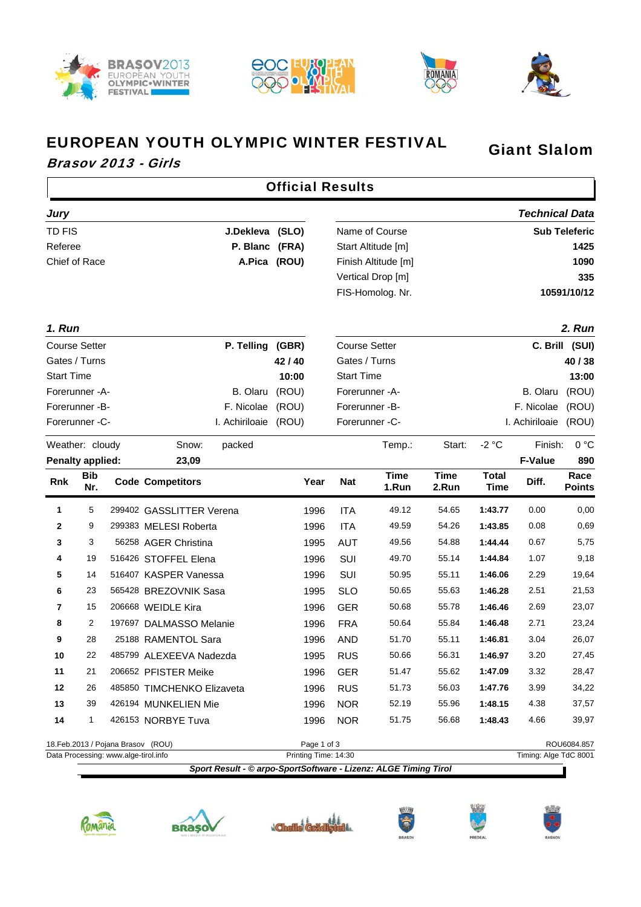# EUROPEAN YOUTH OLYMPIC WINTER FESTIVAL

***Brasov 2013 - Girls***

## Giant Slalom

## Official Results

| *Jury* | | *Technical Data* | |
|---|---|---|---|
| TD FIS | **J.Dekleva (SLO)** | Name of Course | **Sub Teleferic** |
| Referee | **P. Blanc (FRA)** | Start Altitude [m] | **1425** |
| Chief of Race | **A.Pica (ROU)** | Finish Altitude [m] | **1090** |
| | | Vertical Drop [m] | **335** |
| | | FIS-Homolog. Nr. | **10591/10/12** |

| *1. Run* | | *2. Run* | |
|---|---|---|---|
| Course Setter | **P. Telling (GBR)** | Course Setter | **C. Brill (SUI)** |
| Gates / Turns | **42 / 40** | Gates / Turns | **40 / 38** |
| Start Time | **10:00** | Start Time | **13:00** |
| Forerunner -A- | B. Olaru (ROU) | Forerunner -A- | B. Olaru (ROU) |
| Forerunner -B- | F. Nicolae (ROU) | Forerunner -B- | F. Nicolae (ROU) |
| Forerunner -C- | I. Achiriloaie (ROU) | Forerunner -C- | I. Achiriloaie (ROU) |

Weather: cloudy Snow: packed Temp.: Start: -2 °C Finish: 0 °C

**Penalty applied: 23,09** **F-Value 890**

| Rnk | Bib Nr. | Code | Competitors | Year | Nat | Time 1.Run | Time 2.Run | Total Time | Diff. | Race Points |
|---|---|---|---|---|---|---|---|---|---|---|
| **1** | 5 | 299402 | GASSLITTER Verena | 1996 | ITA | 49.12 | 54.65 | **1:43.77** | 0.00 | 0,00 |
| **2** | 9 | 299383 | MELESI Roberta | 1996 | ITA | 49.59 | 54.26 | **1:43.85** | 0.08 | 0,69 |
| **3** | 3 | 56258 | AGER Christina | 1995 | AUT | 49.56 | 54.88 | **1:44.44** | 0.67 | 5,75 |
| **4** | 19 | 516426 | STOFFEL Elena | 1996 | SUI | 49.70 | 55.14 | **1:44.84** | 1.07 | 9,18 |
| **5** | 14 | 516407 | KASPER Vanessa | 1996 | SUI | 50.95 | 55.11 | **1:46.06** | 2.29 | 19,64 |
| **6** | 23 | 565428 | BREZOVNIK Sasa | 1995 | SLO | 50.65 | 55.63 | **1:46.28** | 2.51 | 21,53 |
| **7** | 15 | 206668 | WEIDLE Kira | 1996 | GER | 50.68 | 55.78 | **1:46.46** | 2.69 | 23,07 |
| **8** | 2 | 197697 | DALMASSO Melanie | 1996 | FRA | 50.64 | 55.84 | **1:46.48** | 2.71 | 23,24 |
| **9** | 28 | 25188 | RAMENTOL Sara | 1996 | AND | 51.70 | 55.11 | **1:46.81** | 3.04 | 26,07 |
| **10** | 22 | 485799 | ALEXEEVA Nadezda | 1995 | RUS | 50.66 | 56.31 | **1:46.97** | 3.20 | 27,45 |
| **11** | 21 | 206652 | PFISTER Meike | 1996 | GER | 51.47 | 55.62 | **1:47.09** | 3.32 | 28,47 |
| **12** | 26 | 485850 | TIMCHENKO Elizaveta | 1996 | RUS | 51.73 | 56.03 | **1:47.76** | 3.99 | 34,22 |
| **13** | 39 | 426194 | MUNKELIEN Mie | 1996 | NOR | 52.19 | 55.96 | **1:48.15** | 4.38 | 37,57 |
| **14** | 1 | 426153 | NORBYE Tuva | 1996 | NOR | 51.75 | 56.68 | **1:48.43** | 4.66 | 39,97 |

18.Feb.2013 / Pojana Brasov (ROU) — ROU6084.857
Data Processing: www.alge-tirol.info — Printing Time: 14:30 — Timing: Alge TdC 8001

***Sport Result - © arpo-SportSoftware - Lizenz: ALGE Timing Tirol***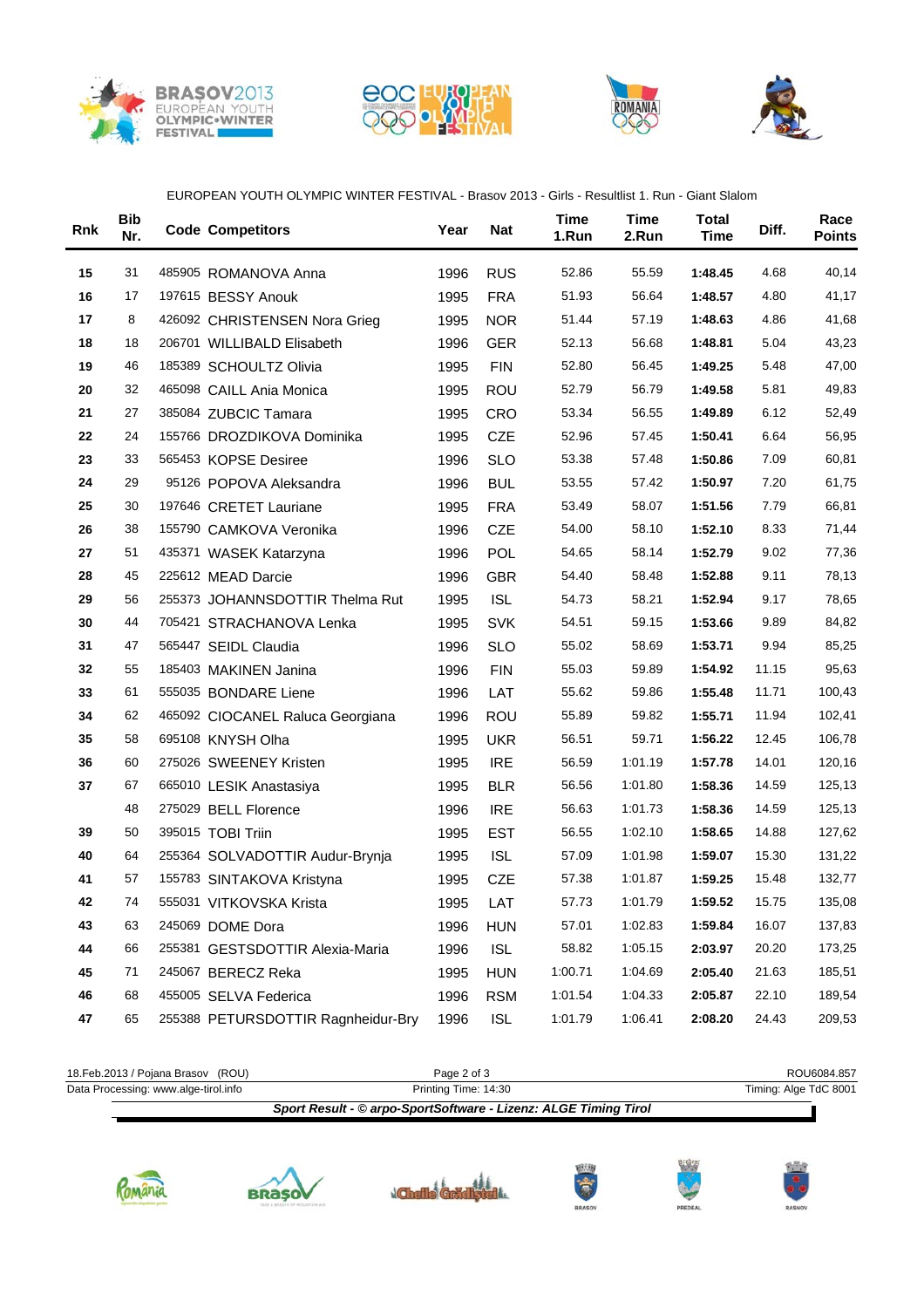EUROPEAN YOUTH OLYMPIC WINTER FESTIVAL - Brasov 2013 - Girls - Resultlist 1. Run - Giant Slalom

| Rnk | Bib Nr. | Code | Competitors | Year | Nat | Time 1.Run | Time 2.Run | Total Time | Diff. | Race Points |
|---|---|---|---|---|---|---|---|---|---|---|
| 15 | 31 | 485905 | ROMANOVA Anna | 1996 | RUS | 52.86 | 55.59 | **1:48.45** | 4.68 | 40,14 |
| 16 | 17 | 197615 | BESSY Anouk | 1995 | FRA | 51.93 | 56.64 | **1:48.57** | 4.80 | 41,17 |
| 17 | 8 | 426092 | CHRISTENSEN Nora Grieg | 1995 | NOR | 51.44 | 57.19 | **1:48.63** | 4.86 | 41,68 |
| 18 | 18 | 206701 | WILLIBALD Elisabeth | 1996 | GER | 52.13 | 56.68 | **1:48.81** | 5.04 | 43,23 |
| 19 | 46 | 185389 | SCHOULTZ Olivia | 1995 | FIN | 52.80 | 56.45 | **1:49.25** | 5.48 | 47,00 |
| 20 | 32 | 465098 | CAILL Ania Monica | 1995 | ROU | 52.79 | 56.79 | **1:49.58** | 5.81 | 49,83 |
| 21 | 27 | 385084 | ZUBCIC Tamara | 1995 | CRO | 53.34 | 56.55 | **1:49.89** | 6.12 | 52,49 |
| 22 | 24 | 155766 | DROZDIKOVA Dominika | 1995 | CZE | 52.96 | 57.45 | **1:50.41** | 6.64 | 56,95 |
| 23 | 33 | 565453 | KOPSE Desiree | 1996 | SLO | 53.38 | 57.48 | **1:50.86** | 7.09 | 60,81 |
| 24 | 29 | 95126 | POPOVA Aleksandra | 1996 | BUL | 53.55 | 57.42 | **1:50.97** | 7.20 | 61,75 |
| 25 | 30 | 197646 | CRETET Lauriane | 1995 | FRA | 53.49 | 58.07 | **1:51.56** | 7.79 | 66,81 |
| 26 | 38 | 155790 | CAMKOVA Veronika | 1996 | CZE | 54.00 | 58.10 | **1:52.10** | 8.33 | 71,44 |
| 27 | 51 | 435371 | WASEK Katarzyna | 1996 | POL | 54.65 | 58.14 | **1:52.79** | 9.02 | 77,36 |
| 28 | 45 | 225612 | MEAD Darcie | 1996 | GBR | 54.40 | 58.48 | **1:52.88** | 9.11 | 78,13 |
| 29 | 56 | 255373 | JOHANNSDOTTIR Thelma Rut | 1995 | ISL | 54.73 | 58.21 | **1:52.94** | 9.17 | 78,65 |
| 30 | 44 | 705421 | STRACHANOVA Lenka | 1995 | SVK | 54.51 | 59.15 | **1:53.66** | 9.89 | 84,82 |
| 31 | 47 | 565447 | SEIDL Claudia | 1996 | SLO | 55.02 | 58.69 | **1:53.71** | 9.94 | 85,25 |
| 32 | 55 | 185403 | MAKINEN Janina | 1996 | FIN | 55.03 | 59.89 | **1:54.92** | 11.15 | 95,63 |
| 33 | 61 | 555035 | BONDARE Liene | 1996 | LAT | 55.62 | 59.86 | **1:55.48** | 11.71 | 100,43 |
| 34 | 62 | 465092 | CIOCANEL Raluca Georgiana | 1996 | ROU | 55.89 | 59.82 | **1:55.71** | 11.94 | 102,41 |
| 35 | 58 | 695108 | KNYSH Olha | 1995 | UKR | 56.51 | 59.71 | **1:56.22** | 12.45 | 106,78 |
| 36 | 60 | 275026 | SWEENEY Kristen | 1995 | IRE | 56.59 | 1:01.19 | **1:57.78** | 14.01 | 120,16 |
| 37 | 67 | 665010 | LESIK Anastasiya | 1995 | BLR | 56.56 | 1:01.80 | **1:58.36** | 14.59 | 125,13 |
| | 48 | 275029 | BELL Florence | 1996 | IRE | 56.63 | 1:01.73 | **1:58.36** | 14.59 | 125,13 |
| 39 | 50 | 395015 | TOBI Triin | 1995 | EST | 56.55 | 1:02.10 | **1:58.65** | 14.88 | 127,62 |
| 40 | 64 | 255364 | SOLVADOTTIR Audur-Brynja | 1995 | ISL | 57.09 | 1:01.98 | **1:59.07** | 15.30 | 131,22 |
| 41 | 57 | 155783 | SINTAKOVA Kristyna | 1995 | CZE | 57.38 | 1:01.87 | **1:59.25** | 15.48 | 132,77 |
| 42 | 74 | 555031 | VITKOVSKA Krista | 1995 | LAT | 57.73 | 1:01.79 | **1:59.52** | 15.75 | 135,08 |
| 43 | 63 | 245069 | DOME Dora | 1996 | HUN | 57.01 | 1:02.83 | **1:59.84** | 16.07 | 137,83 |
| 44 | 66 | 255381 | GESTSDOTTIR Alexia-Maria | 1996 | ISL | 58.82 | 1:05.15 | **2:03.97** | 20.20 | 173,25 |
| 45 | 71 | 245067 | BERECZ Reka | 1995 | HUN | 1:00.71 | 1:04.69 | **2:05.40** | 21.63 | 185,51 |
| 46 | 68 | 455005 | SELVA Federica | 1996 | RSM | 1:01.54 | 1:04.33 | **2:05.87** | 22.10 | 189,54 |
| 47 | 65 | 255388 | PETURSDOTTIR Ragnheidur-Bry | 1996 | ISL | 1:01.79 | 1:06.41 | **2:08.20** | 24.43 | 209,53 |

18.Feb.2013 / Pojana Brasov (ROU) | ROU6084.857

Data Processing: www.alge-tirol.info | Printing Time: 14:30 | Timing: Alge TdC 8001

***Sport Result - © arpo-SportSoftware - Lizenz: ALGE Timing Tirol***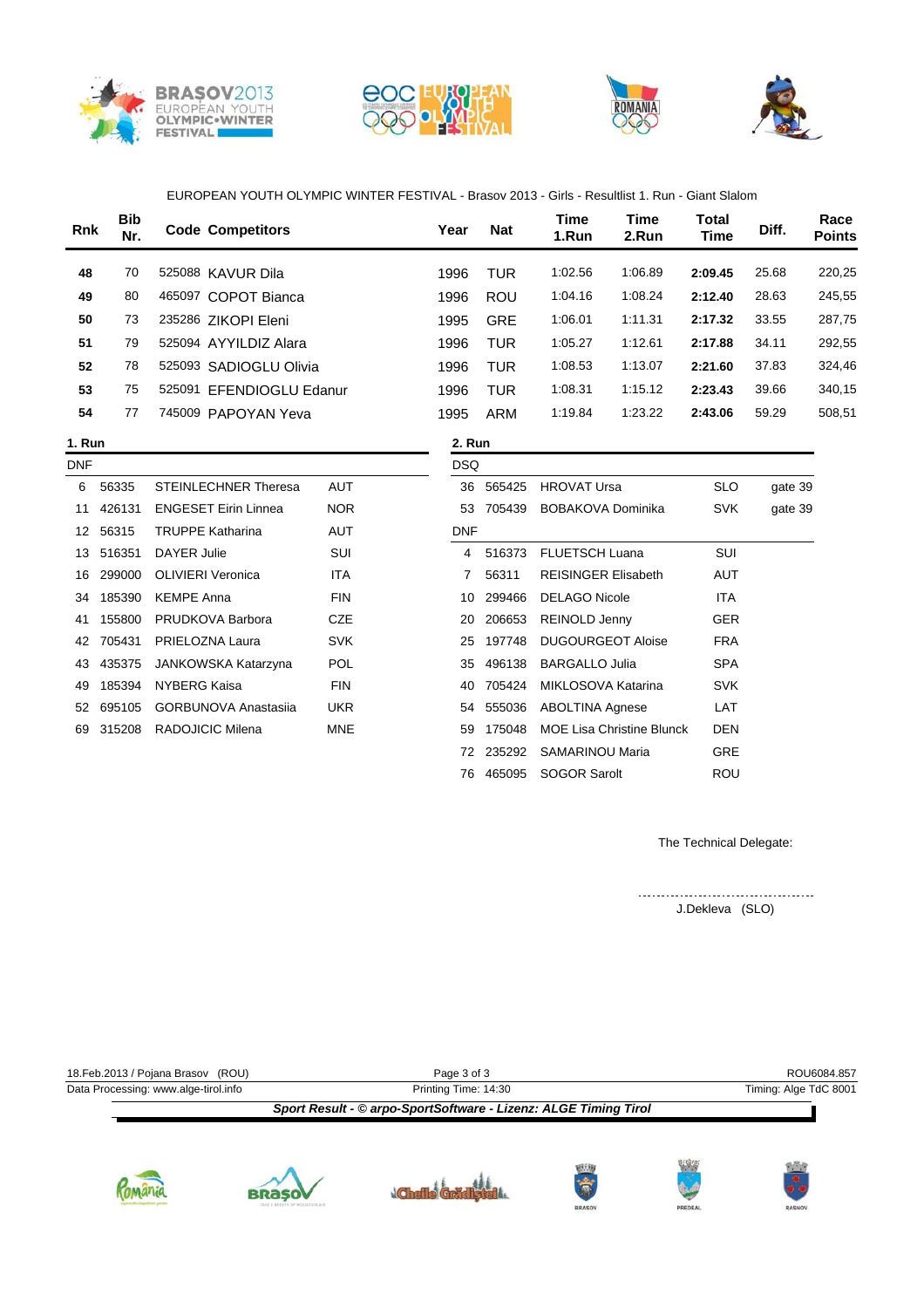EUROPEAN YOUTH OLYMPIC WINTER FESTIVAL - Brasov 2013 - Girls - Resultlist 1. Run - Giant Slalom

| Rnk | Bib Nr. | Code | Competitors | Year | Nat | Time 1.Run | Time 2.Run | Total Time | Diff. | Race Points |
|---|---|---|---|---|---|---|---|---|---|---|
| **48** | 70 | 525088 | KAVUR Dila | 1996 | TUR | 1:02.56 | 1:06.89 | **2:09.45** | 25.68 | 220,25 |
| **49** | 80 | 465097 | COPOT Bianca | 1996 | ROU | 1:04.16 | 1:08.24 | **2:12.40** | 28.63 | 245,55 |
| **50** | 73 | 235286 | ZIKOPI Eleni | 1995 | GRE | 1:06.01 | 1:11.31 | **2:17.32** | 33.55 | 287,75 |
| **51** | 79 | 525094 | AYYILDIZ Alara | 1996 | TUR | 1:05.27 | 1:12.61 | **2:17.88** | 34.11 | 292,55 |
| **52** | 78 | 525093 | SADIOGLU Olivia | 1996 | TUR | 1:08.53 | 1:13.07 | **2:21.60** | 37.83 | 324,46 |
| **53** | 75 | 525091 | EFENDIOGLU Edanur | 1996 | TUR | 1:08.31 | 1:15.12 | **2:23.43** | 39.66 | 340,15 |
| **54** | 77 | 745009 | PAPOYAN Yeva | 1995 | ARM | 1:19.84 | 1:23.22 | **2:43.06** | 59.29 | 508,51 |

**1. Run**

DNF

| Bib | Code | Name | Nat |
|---|---|---|---|
| 6 | 56335 | STEINLECHNER Theresa | AUT |
| 11 | 426131 | ENGESET Eirin Linnea | NOR |
| 12 | 56315 | TRUPPE Katharina | AUT |
| 13 | 516351 | DAYER Julie | SUI |
| 16 | 299000 | OLIVIERI Veronica | ITA |
| 34 | 185390 | KEMPE Anna | FIN |
| 41 | 155800 | PRUDKOVA Barbora | CZE |
| 42 | 705431 | PRIELOZNA Laura | SVK |
| 43 | 435375 | JANKOWSKA Katarzyna | POL |
| 49 | 185394 | NYBERG Kaisa | FIN |
| 52 | 695105 | GORBUNOVA Anastasiia | UKR |
| 69 | 315208 | RADOJICIC Milena | MNE |

**2. Run**

DSQ

| Bib | Code | Name | Nat | Reason |
|---|---|---|---|---|
| 36 | 565425 | HROVAT Ursa | SLO | gate 39 |
| 53 | 705439 | BOBAKOVA Dominika | SVK | gate 39 |

DNF

| Bib | Code | Name | Nat |
|---|---|---|---|
| 4 | 516373 | FLUETSCH Luana | SUI |
| 7 | 56311 | REISINGER Elisabeth | AUT |
| 10 | 299466 | DELAGO Nicole | ITA |
| 20 | 206653 | REINOLD Jenny | GER |
| 25 | 197748 | DUGOURGEOT Aloise | FRA |
| 35 | 496138 | BARGALLO Julia | SPA |
| 40 | 705424 | MIKLOSOVA Katarina | SVK |
| 54 | 555036 | ABOLTINA Agnese | LAT |
| 59 | 175048 | MOE Lisa Christine Blunck | DEN |
| 72 | 235292 | SAMARINOU Maria | GRE |
| 76 | 465095 | SOGOR Sarolt | ROU |

The Technical Delegate:

J.Dekleva (SLO)

18.Feb.2013 / Pojana Brasov (ROU) — ROU6084.857

Data Processing: www.alge-tirol.info — Printing Time: 14:30 — Timing: Alge TdC 8001

*Sport Result - © arpo-SportSoftware - Lizenz: ALGE Timing Tirol*